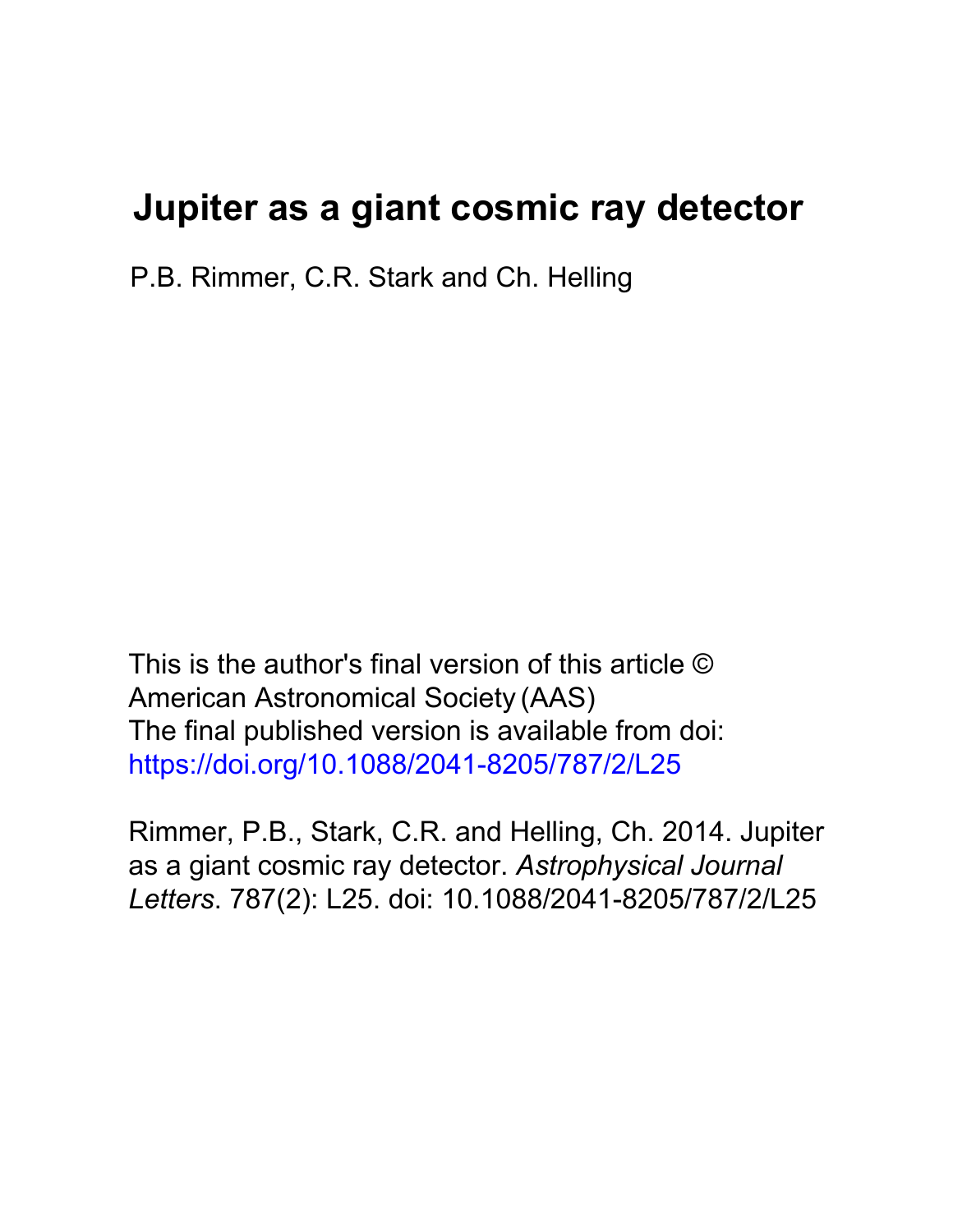# Jupiter as a giant cosmic ray detector

P.B. Rimmer, C.R. Stark and Ch. Helling

This is the author's final version of this article © American Astronomical Society (AAS)
The final published version is available from doi:
https://doi.org/10.1088/2041-8205/787/2/L25

Rimmer, P.B., Stark, C.R. and Helling, Ch. 2014. Jupiter as a giant cosmic ray detector. *Astrophysical Journal Letters*. 787(2): L25. doi: 10.1088/2041-8205/787/2/L25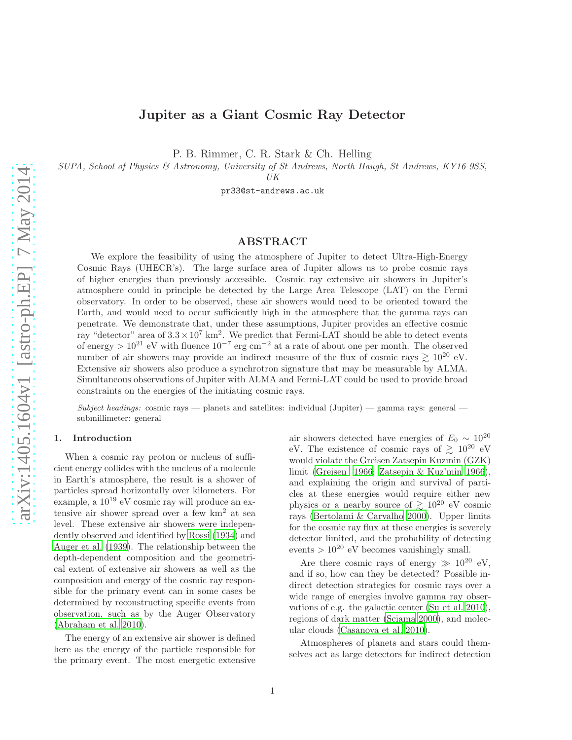# Jupiter as a Giant Cosmic Ray Detector

P. B. Rimmer, C. R. Stark & Ch. Helling

*SUPA, School of Physics & Astronomy, University of St Andrews, North Haugh, St Andrews, KY16 9SS, UK*

pr33@st-andrews.ac.uk

## ABSTRACT

We explore the feasibility of using the atmosphere of Jupiter to detect Ultra-High-Energy Cosmic Rays (UHECR's). The large surface area of Jupiter allows us to probe cosmic rays of higher energies than previously accessible. Cosmic ray extensive air showers in Jupiter's atmosphere could in principle be detected by the Large Area Telescope (LAT) on the Fermi observatory. In order to be observed, these air showers would need to be oriented toward the Earth, and would need to occur sufficiently high in the atmosphere that the gamma rays can penetrate. We demonstrate that, under these assumptions, Jupiter provides an effective cosmic ray "detector" area of $3.3 \times 10^7$ km$^2$. We predict that Fermi-LAT should be able to detect events of energy $> 10^{21}$ eV with fluence $10^{-7}$ erg cm$^{-2}$ at a rate of about one per month. The observed number of air showers may provide an indirect measure of the flux of cosmic rays $\gtrsim 10^{20}$ eV. Extensive air showers also produce a synchrotron signature that may be measurable by ALMA. Simultaneous observations of Jupiter with ALMA and Fermi-LAT could be used to provide broad constraints on the energies of the initiating cosmic rays.

*Subject headings:* cosmic rays — planets and satellites: individual (Jupiter) — gamma rays: general — submillimeter: general

## 1. Introduction

When a cosmic ray proton or nucleus of sufficient energy collides with the nucleus of a molecule in Earth's atmosphere, the result is a shower of particles spread horizontally over kilometers. For example, a $10^{19}$ eV cosmic ray will produce an extensive air shower spread over a few km$^2$ at sea level. These extensive air showers were independently observed and identified by Rossi (1934) and Auger et al. (1939). The relationship between the depth-dependent composition and the geometrical extent of extensive air showers as well as the composition and energy of the cosmic ray responsible for the primary event can in some cases be determined by reconstructing specific events from observation, such as by the Auger Observatory (Abraham et al. 2010).

The energy of an extensive air shower is defined here as the energy of the particle responsible for the primary event. The most energetic extensive air showers detected have energies of $E_0 \sim 10^{20}$ eV. The existence of cosmic rays of $\gtrsim 10^{20}$ eV would violate the Greisen Zatsepin Kuzmin (GZK) limit (Greisen 1966; Zatsepin & Kuz'min 1966), and explaining the origin and survival of particles at these energies would require either new physics or a nearby source of $\gtrsim 10^{20}$ eV cosmic rays (Bertolami & Carvalho 2000). Upper limits for the cosmic ray flux at these energies is severely detector limited, and the probability of detecting events $> 10^{20}$ eV becomes vanishingly small.

Are there cosmic rays of energy $\gg 10^{20}$ eV, and if so, how can they be detected? Possible indirect detection strategies for cosmic rays over a wide range of energies involve gamma ray observations of e.g. the galactic center (Su et al. 2010), regions of dark matter (Sciama 2000), and molecular clouds (Casanova et al. 2010).

Atmospheres of planets and stars could themselves act as large detectors for indirect detection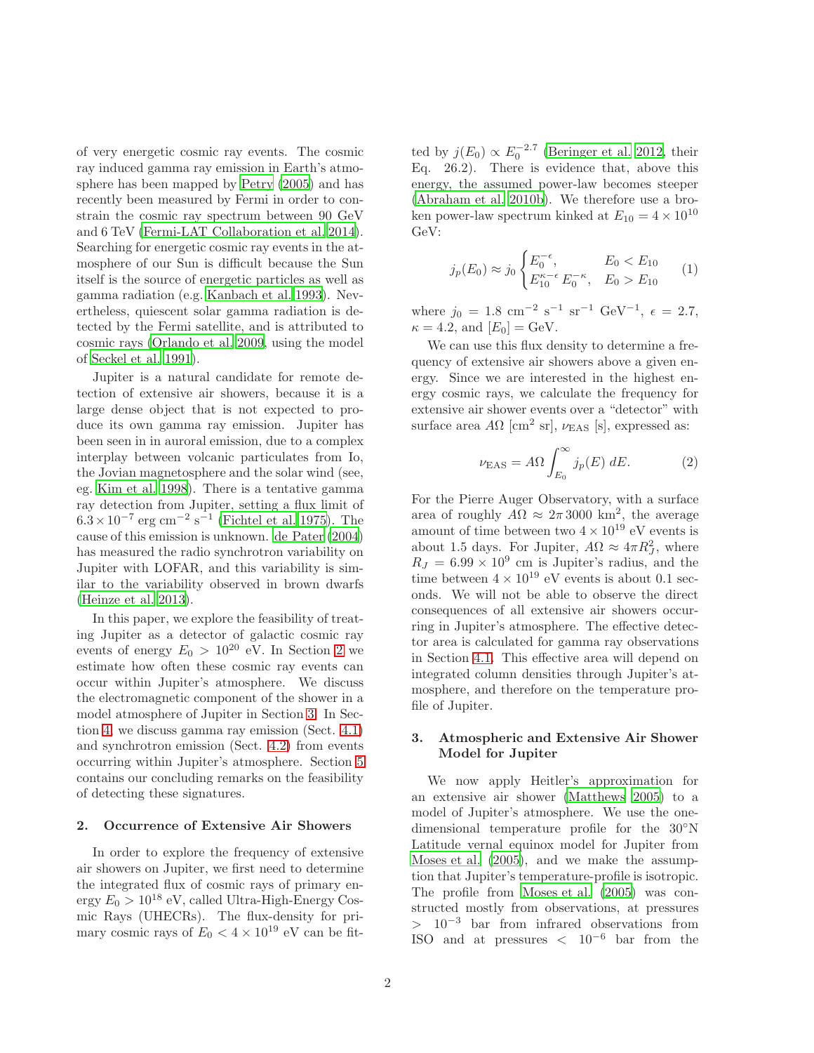of very energetic cosmic ray events. The cosmic ray induced gamma ray emission in Earth's atmosphere has been mapped by Petry (2005) and has recently been measured by Fermi in order to constrain the cosmic ray spectrum between 90 GeV and 6 TeV (Fermi-LAT Collaboration et al. 2014). Searching for energetic cosmic ray events in the atmosphere of our Sun is difficult because the Sun itself is the source of energetic particles as well as gamma radiation (e.g. Kanbach et al. 1993). Nevertheless, quiescent solar gamma radiation is detected by the Fermi satellite, and is attributed to cosmic rays (Orlando et al. 2009, using the model of Seckel et al. 1991).

Jupiter is a natural candidate for remote detection of extensive air showers, because it is a large dense object that is not expected to produce its own gamma ray emission. Jupiter has been seen in in auroral emission, due to a complex interplay between volcanic particulates from Io, the Jovian magnetosphere and the solar wind (see, eg. Kim et al. 1998). There is a tentative gamma ray detection from Jupiter, setting a flux limit of $6.3 \times 10^{-7}$ erg cm$^{-2}$ s$^{-1}$ (Fichtel et al. 1975). The cause of this emission is unknown. de Pater (2004) has measured the radio synchrotron variability on Jupiter with LOFAR, and this variability is similar to the variability observed in brown dwarfs (Heinze et al. 2013).

In this paper, we explore the feasibility of treating Jupiter as a detector of galactic cosmic ray events of energy $E_0 > 10^{20}$ eV. In Section 2 we estimate how often these cosmic ray events can occur within Jupiter's atmosphere. We discuss the electromagnetic component of the shower in a model atmosphere of Jupiter in Section 3. In Section 4, we discuss gamma ray emission (Sect. 4.1) and synchrotron emission (Sect. 4.2) from events occurring within Jupiter's atmosphere. Section 5 contains our concluding remarks on the feasibility of detecting these signatures.

## 2. Occurrence of Extensive Air Showers

In order to explore the frequency of extensive air showers on Jupiter, we first need to determine the integrated flux of cosmic rays of primary energy $E_0 > 10^{18}$ eV, called Ultra-High-Energy Cosmic Rays (UHECRs). The flux-density for primary cosmic rays of $E_0 < 4 \times 10^{19}$ eV can be fitted by $j(E_0) \propto E_0^{-2.7}$ (Beringer et al. 2012, their Eq. 26.2). There is evidence that, above this energy, the assumed power-law becomes steeper (Abraham et al. 2010b). We therefore use a broken power-law spectrum kinked at $E_{10} = 4 \times 10^{10}$ GeV:

$$j_p(E_0) \approx j_0 \begin{cases} E_0^{-\epsilon}, & E_0 < E_{10} \\ E_{10}^{\kappa-\epsilon}\, E_0^{-\kappa}, & E_0 > E_{10} \end{cases} \tag{1}$$

where $j_0 = 1.8$ cm$^{-2}$ s$^{-1}$ sr$^{-1}$ GeV$^{-1}$, $\epsilon = 2.7$, $\kappa = 4.2$, and $[E_0] = \mathrm{GeV}$.

We can use this flux density to determine a frequency of extensive air showers above a given energy. Since we are interested in the highest energy cosmic rays, we calculate the frequency for extensive air shower events over a "detector" with surface area $A\Omega$ [cm$^2$ sr], $\nu_{\mathrm{EAS}}$ [s], expressed as:

$$\nu_{\mathrm{EAS}} = A\Omega \int_{E_0}^{\infty} j_p(E)\, dE. \tag{2}$$

For the Pierre Auger Observatory, with a surface area of roughly $A\Omega \approx 2\pi\, 3000$ km$^2$, the average amount of time between two $4 \times 10^{19}$ eV events is about 1.5 days. For Jupiter, $A\Omega \approx 4\pi R_J^2$, where $R_J = 6.99 \times 10^9$ cm is Jupiter's radius, and the time between $4 \times 10^{19}$ eV events is about 0.1 seconds. We will not be able to observe the direct consequences of all extensive air showers occurring in Jupiter's atmosphere. The effective detector area is calculated for gamma ray observations in Section 4.1. This effective area will depend on integrated column densities through Jupiter's atmosphere, and therefore on the temperature profile of Jupiter.

## 3. Atmospheric and Extensive Air Shower Model for Jupiter

We now apply Heitler's approximation for an extensive air shower (Matthews 2005) to a model of Jupiter's atmosphere. We use the one-dimensional temperature profile for the 30°N Latitude vernal equinox model for Jupiter from Moses et al. (2005), and we make the assumption that Jupiter's temperature-profile is isotropic. The profile from Moses et al. (2005) was constructed mostly from observations, at pressures $> 10^{-3}$ bar from infrared observations from ISO and at pressures $< 10^{-6}$ bar from the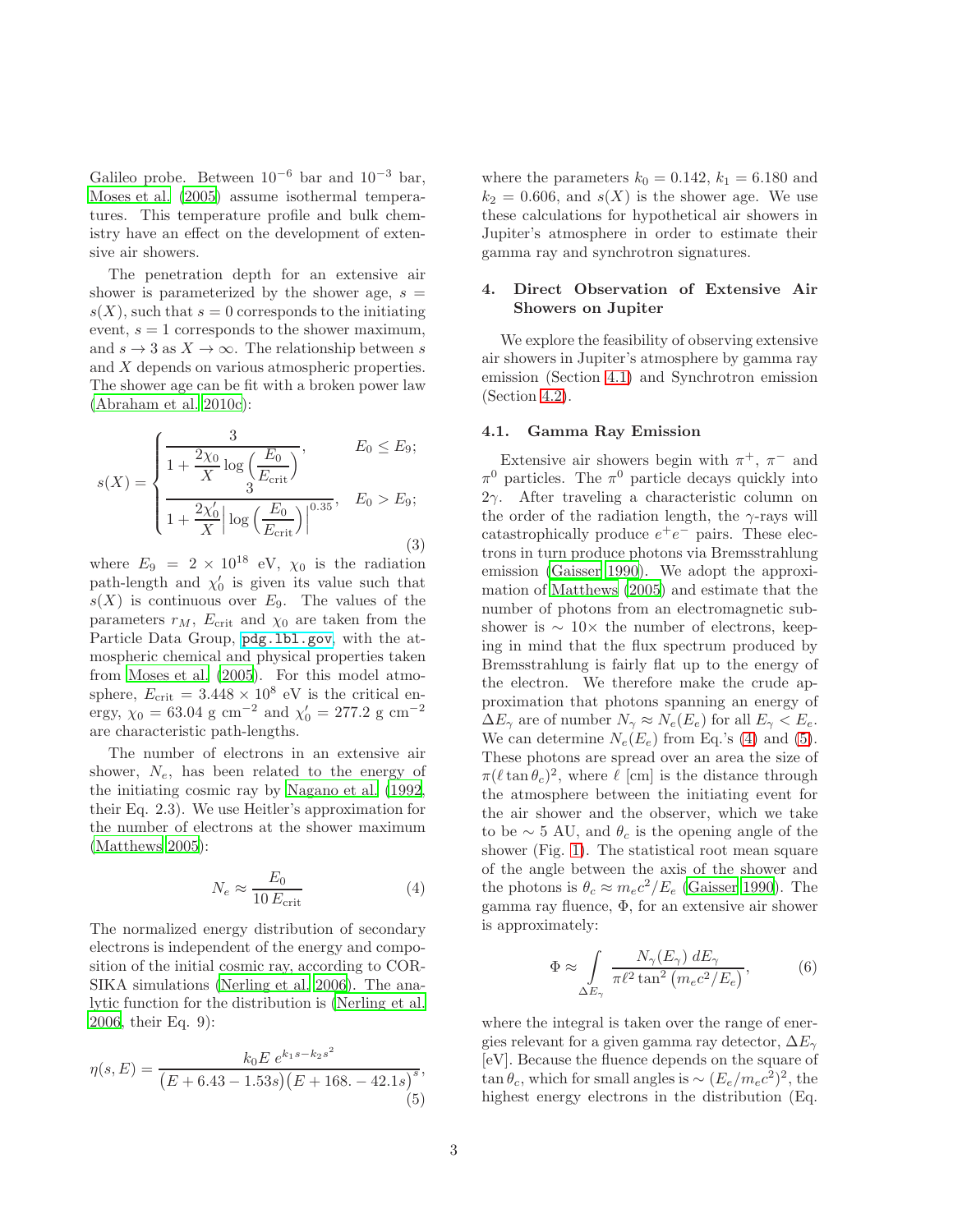Galileo probe. Between $10^{-6}$ bar and $10^{-3}$ bar, Moses et al. (2005) assume isothermal temperatures. This temperature profile and bulk chemistry have an effect on the development of extensive air showers.

The penetration depth for an extensive air shower is parameterized by the shower age, $s = s(X)$, such that $s = 0$ corresponds to the initiating event, $s = 1$ corresponds to the shower maximum, and $s \to 3$ as $X \to \infty$. The relationship between $s$ and $X$ depends on various atmospheric properties. The shower age can be fit with a broken power law (Abraham et al. 2010c):

$$
s(X) = \begin{cases} \dfrac{3}{1 + \dfrac{2\chi_0}{X} \log\left(\dfrac{E_0}{E_{\rm crit}}\right)}, & E_0 \leq E_9; \\[2ex] \dfrac{3}{1 + \dfrac{2\chi_0'}{X} \left|\log\left(\dfrac{E_0}{E_{\rm crit}}\right)\right|^{0.35}}, & E_0 > E_9; \end{cases} \tag{3}
$$

where $E_9 = 2 \times 10^{18}$ eV, $\chi_0$ is the radiation path-length and $\chi_0'$ is given its value such that $s(X)$ is continuous over $E_9$. The values of the parameters $r_M$, $E_{\rm crit}$ and $\chi_0$ are taken from the Particle Data Group, pdg.lbl.gov, with the atmospheric chemical and physical properties taken from Moses et al. (2005). For this model atmosphere, $E_{\rm crit} = 3.448 \times 10^8$ eV is the critical energy, $\chi_0 = 63.04$ g cm$^{-2}$ and $\chi_0' = 277.2$ g cm$^{-2}$ are characteristic path-lengths.

The number of electrons in an extensive air shower, $N_e$, has been related to the energy of the initiating cosmic ray by Nagano et al. (1992, their Eq. 2.3). We use Heitler's approximation for the number of electrons at the shower maximum (Matthews 2005):

$$
N_e \approx \frac{E_0}{10\, E_{\rm crit}} \tag{4}
$$

The normalized energy distribution of secondary electrons is independent of the energy and composition of the initial cosmic ray, according to CORSIKA simulations (Nerling et al. 2006). The analytic function for the distribution is (Nerling et al. 2006, their Eq. 9):

$$
\eta(s, E) = \frac{k_0 E \; e^{k_1 s - k_2 s^2}}{\big(E + 6.43 - 1.53s\big)\big(E + 168. - 42.1s\big)^s}, \tag{5}
$$

where the parameters $k_0 = 0.142$, $k_1 = 6.180$ and $k_2 = 0.606$, and $s(X)$ is the shower age. We use these calculations for hypothetical air showers in Jupiter's atmosphere in order to estimate their gamma ray and synchrotron signatures.

## 4. Direct Observation of Extensive Air Showers on Jupiter

We explore the feasibility of observing extensive air showers in Jupiter's atmosphere by gamma ray emission (Section 4.1) and Synchrotron emission (Section 4.2).

### 4.1. Gamma Ray Emission

Extensive air showers begin with $\pi^+$, $\pi^-$ and $\pi^0$ particles. The $\pi^0$ particle decays quickly into $2\gamma$. After traveling a characteristic column on the order of the radiation length, the $\gamma$-rays will catastrophically produce $e^+e^-$ pairs. These electrons in turn produce photons via Bremsstrahlung emission (Gaisser 1990). We adopt the approximation of Matthews (2005) and estimate that the number of photons from an electromagnetic subshower is $\sim 10\times$ the number of electrons, keeping in mind that the flux spectrum produced by Bremsstrahlung is fairly flat up to the energy of the electron. We therefore make the crude approximation that photons spanning an energy of $\Delta E_\gamma$ are of number $N_\gamma \approx N_e(E_e)$ for all $E_\gamma < E_e$. We can determine $N_e(E_e)$ from Eq.'s (4) and (5). These photons are spread over an area the size of $\pi(\ell \tan\theta_c)^2$, where $\ell$ [cm] is the distance through the atmosphere between the initiating event for the air shower and the observer, which we take to be $\sim 5$ AU, and $\theta_c$ is the opening angle of the shower (Fig. 1). The statistical root mean square of the angle between the axis of the shower and the photons is $\theta_c \approx m_e c^2/E_e$ (Gaisser 1990). The gamma ray fluence, $\Phi$, for an extensive air shower is approximately:

$$
\Phi \approx \int\limits_{\Delta E_\gamma} \frac{N_\gamma(E_\gamma)\, dE_\gamma}{\pi \ell^2 \tan^2\left(m_e c^2/E_e\right)}, \tag{6}
$$

where the integral is taken over the range of energies relevant for a given gamma ray detector, $\Delta E_\gamma$ [eV]. Because the fluence depends on the square of $\tan\theta_c$, which for small angles is $\sim (E_e/m_e c^2)^2$, the highest energy electrons in the distribution (Eq.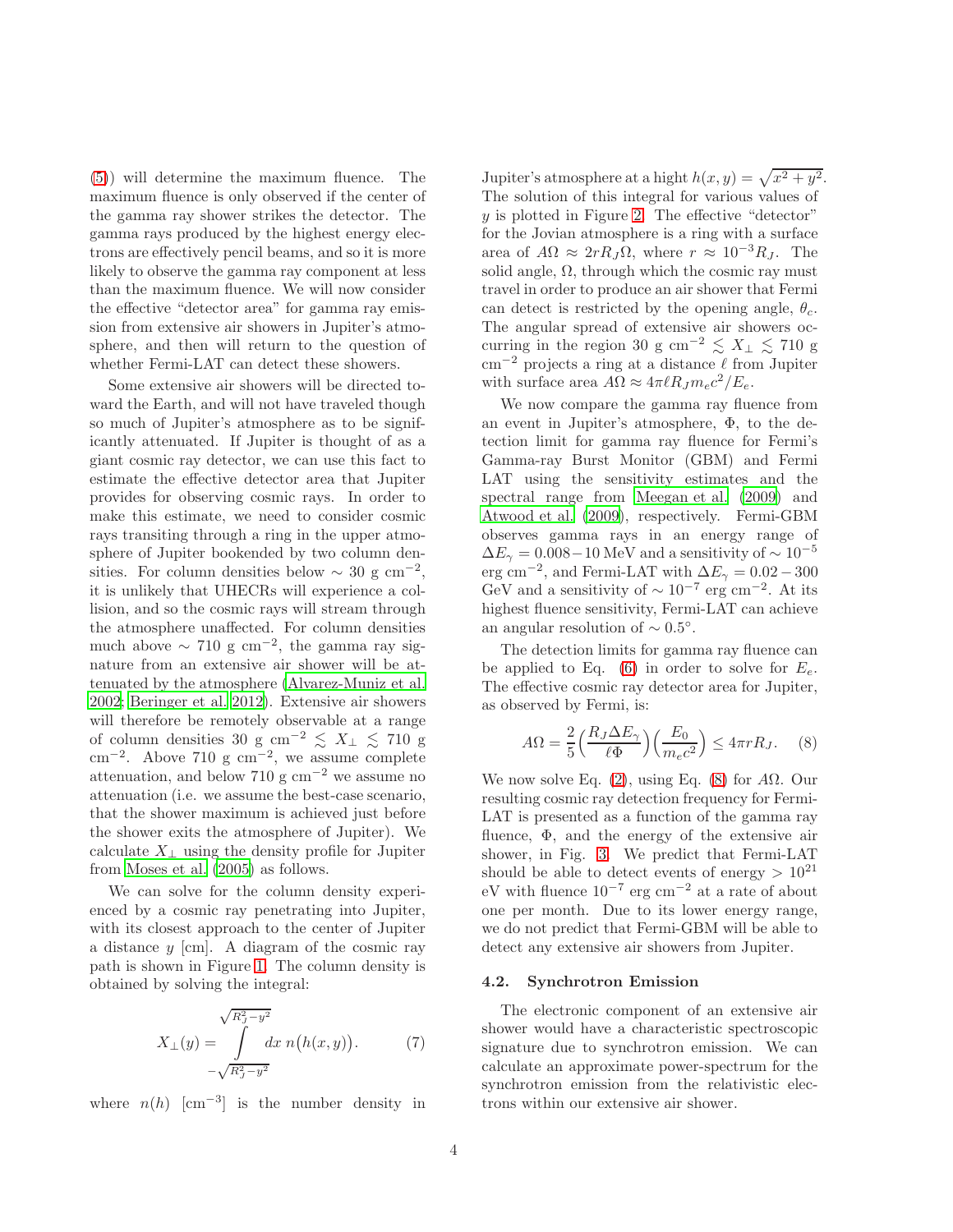(5)) will determine the maximum fluence. The maximum fluence is only observed if the center of the gamma ray shower strikes the detector. The gamma rays produced by the highest energy electrons are effectively pencil beams, and so it is more likely to observe the gamma ray component at less than the maximum fluence. We will now consider the effective "detector area" for gamma ray emission from extensive air showers in Jupiter's atmosphere, and then will return to the question of whether Fermi-LAT can detect these showers.

Some extensive air showers will be directed toward the Earth, and will not have traveled though so much of Jupiter's atmosphere as to be significantly attenuated. If Jupiter is thought of as a giant cosmic ray detector, we can use this fact to estimate the effective detector area that Jupiter provides for observing cosmic rays. In order to make this estimate, we need to consider cosmic rays transiting through a ring in the upper atmosphere of Jupiter bookended by two column densities. For column densities below $\sim 30$ g cm$^{-2}$, it is unlikely that UHECRs will experience a collision, and so the cosmic rays will stream through the atmosphere unaffected. For column densities much above $\sim 710$ g cm$^{-2}$, the gamma ray signature from an extensive air shower will be attenuated by the atmosphere (Alvarez-Muniz et al. 2002; Beringer et al. 2012). Extensive air showers will therefore be remotely observable at a range of column densities 30 g cm$^{-2}$ $\lesssim X_\perp \lesssim$ 710 g cm$^{-2}$. Above 710 g cm$^{-2}$, we assume complete attenuation, and below 710 g cm$^{-2}$ we assume no attenuation (i.e. we assume the best-case scenario, that the shower maximum is achieved just before the shower exits the atmosphere of Jupiter). We calculate $X_\perp$ using the density profile for Jupiter from Moses et al. (2005) as follows.

We can solve for the column density experienced by a cosmic ray penetrating into Jupiter, with its closest approach to the center of Jupiter a distance $y$ [cm]. A diagram of the cosmic ray path is shown in Figure 1. The column density is obtained by solving the integral:

$$X_\perp(y) = \int_{-\sqrt{R_J^2-y^2}}^{\sqrt{R_J^2-y^2}} dx\, n\big(h(x,y)\big). \tag{7}$$

where $n(h)$ [cm$^{-3}$] is the number density in Jupiter's atmosphere at a hight $h(x,y) = \sqrt{x^2+y^2}$. The solution of this integral for various values of $y$ is plotted in Figure 2. The effective "detector" for the Jovian atmosphere is a ring with a surface area of $A\Omega \approx 2rR_J\Omega$, where $r \approx 10^{-3}R_J$. The solid angle, $\Omega$, through which the cosmic ray must travel in order to produce an air shower that Fermi can detect is restricted by the opening angle, $\theta_c$. The angular spread of extensive air showers occurring in the region 30 g cm$^{-2}$ $\lesssim X_\perp \lesssim$ 710 g cm$^{-2}$ projects a ring at a distance $\ell$ from Jupiter with surface area $A\Omega \approx 4\pi\ell R_J m_e c^2/E_e$.

We now compare the gamma ray fluence from an event in Jupiter's atmosphere, $\Phi$, to the detection limit for gamma ray fluence for Fermi's Gamma-ray Burst Monitor (GBM) and Fermi LAT using the sensitivity estimates and the spectral range from Meegan et al. (2009) and Atwood et al. (2009), respectively. Fermi-GBM observes gamma rays in an energy range of $\Delta E_\gamma = 0.008-10$ MeV and a sensitivity of $\sim 10^{-5}$ erg cm$^{-2}$, and Fermi-LAT with $\Delta E_\gamma = 0.02-300$ GeV and a sensitivity of $\sim 10^{-7}$ erg cm$^{-2}$. At its highest fluence sensitivity, Fermi-LAT can achieve an angular resolution of $\sim 0.5°$.

The detection limits for gamma ray fluence can be applied to Eq. (6) in order to solve for $E_e$. The effective cosmic ray detector area for Jupiter, as observed by Fermi, is:

$$A\Omega = \frac{2}{5}\Big(\frac{R_J \Delta E_\gamma}{\ell\Phi}\Big)\Big(\frac{E_0}{m_e c^2}\Big) \leq 4\pi r R_J. \tag{8}$$

We now solve Eq. (2), using Eq. (8) for $A\Omega$. Our resulting cosmic ray detection frequency for Fermi-LAT is presented as a function of the gamma ray fluence, $\Phi$, and the energy of the extensive air shower, in Fig. 3. We predict that Fermi-LAT should be able to detect events of energy $> 10^{21}$ eV with fluence $10^{-7}$ erg cm$^{-2}$ at a rate of about one per month. Due to its lower energy range, we do not predict that Fermi-GBM will be able to detect any extensive air showers from Jupiter.

### 4.2. Synchrotron Emission

The electronic component of an extensive air shower would have a characteristic spectroscopic signature due to synchrotron emission. We can calculate an approximate power-spectrum for the synchrotron emission from the relativistic electrons within our extensive air shower.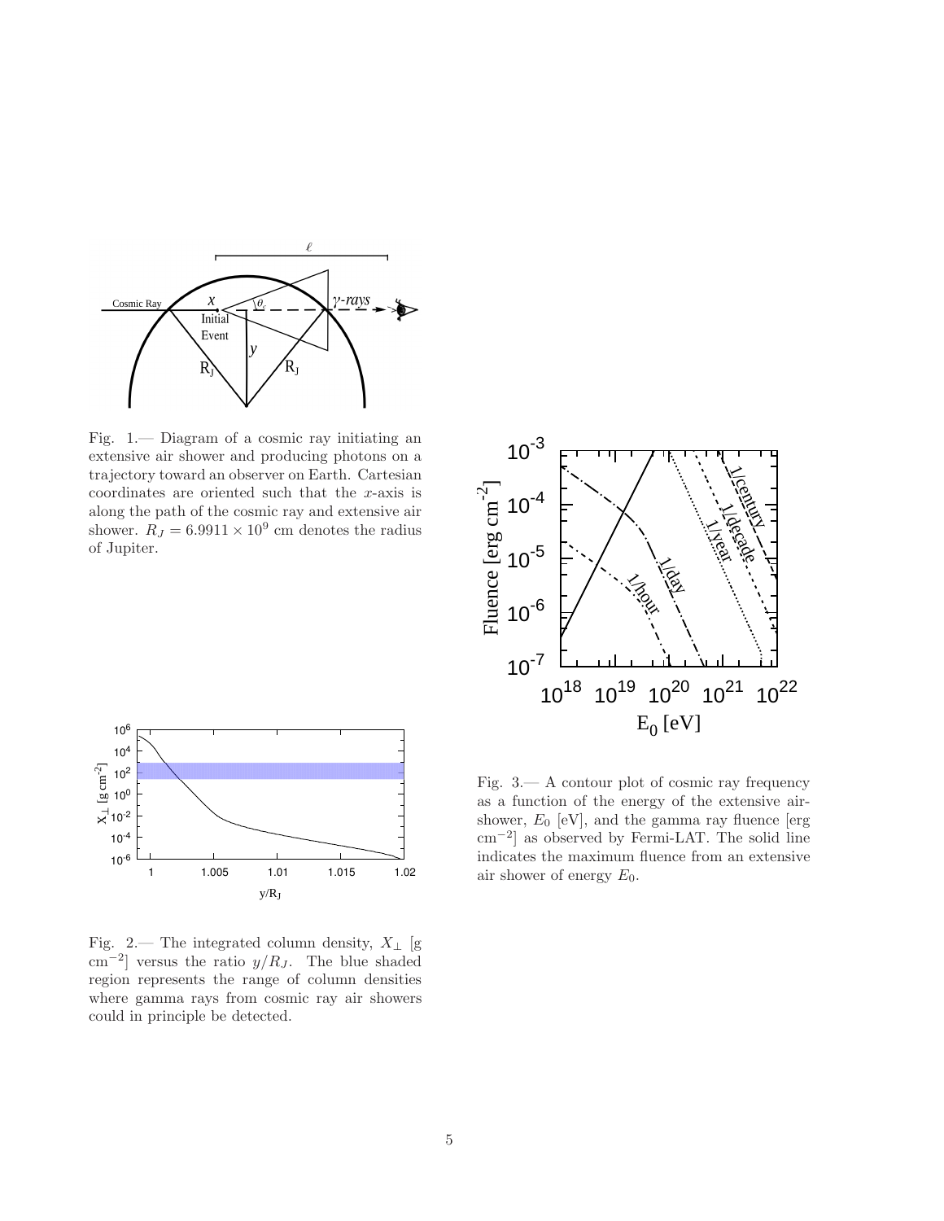Fig. 1.— Diagram of a cosmic ray initiating an extensive air shower and producing photons on a trajectory toward an observer on Earth. Cartesian coordinates are oriented such that the $x$-axis is along the path of the cosmic ray and extensive air shower. $R_J = 6.9911 \times 10^9$ cm denotes the radius of Jupiter.

Fig. 2.— The integrated column density, $X_\perp$ [g cm$^{-2}$] versus the ratio $y/R_J$. The blue shaded region represents the range of column densities where gamma rays from cosmic ray air showers could in principle be detected.

Fig. 3.— A contour plot of cosmic ray frequency as a function of the energy of the extensive air-shower, $E_0$ [eV], and the gamma ray fluence [erg cm$^{-2}$] as observed by Fermi-LAT. The solid line indicates the maximum fluence from an extensive air shower of energy $E_0$.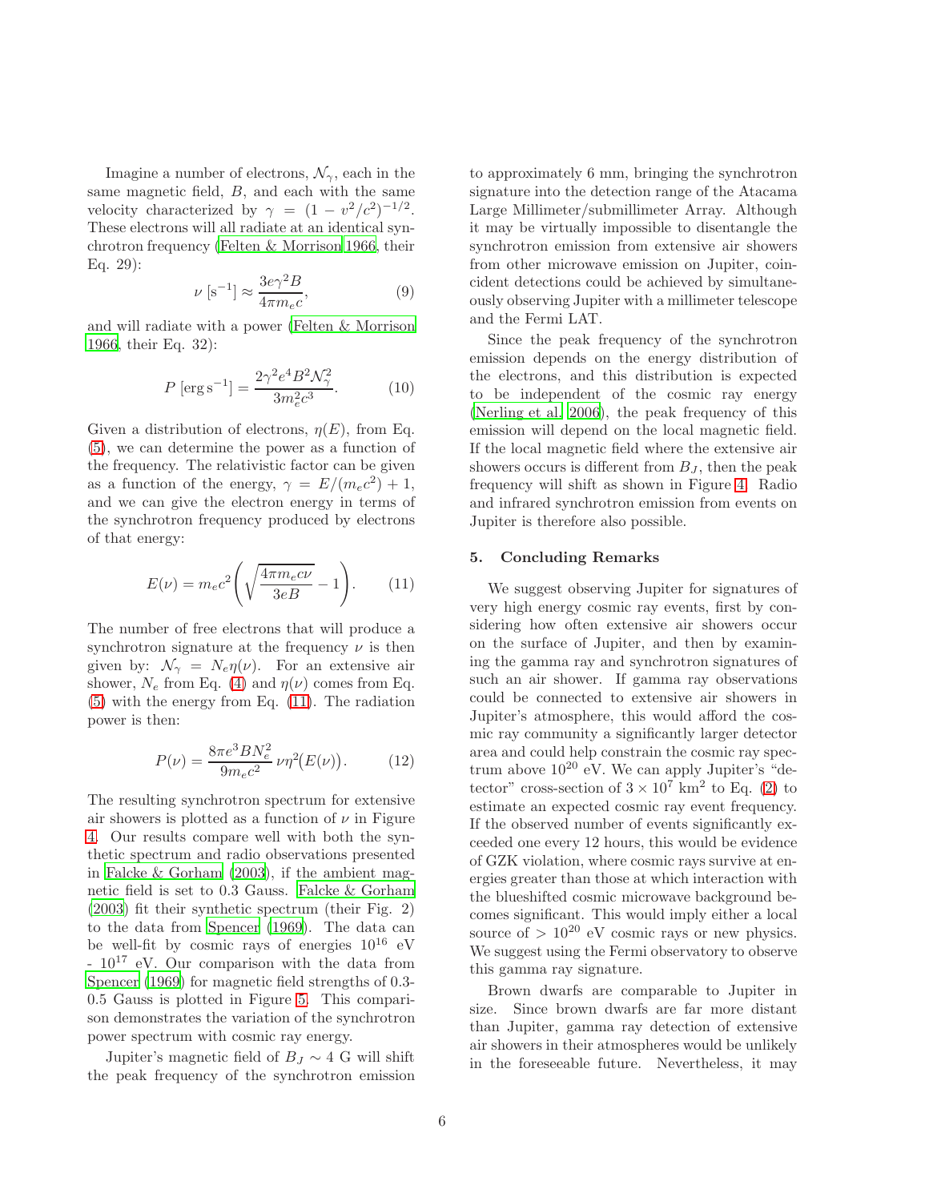Imagine a number of electrons, $\mathcal{N}_\gamma$, each in the same magnetic field, $B$, and each with the same velocity characterized by $\gamma = (1 - v^2/c^2)^{-1/2}$. These electrons will all radiate at an identical synchrotron frequency (Felten & Morrison 1966, their Eq. 29):

$$\nu\ [\mathrm{s}^{-1}] \approx \frac{3e\gamma^2 B}{4\pi m_e c}, \tag{9}$$

and will radiate with a power (Felten & Morrison 1966, their Eq. 32):

$$P\ [\mathrm{erg\,s^{-1}}] = \frac{2\gamma^2 e^4 B^2 \mathcal{N}_\gamma^2}{3m_e^2 c^3}. \tag{10}$$

Given a distribution of electrons, $\eta(E)$, from Eq. (5), we can determine the power as a function of the frequency. The relativistic factor can be given as a function of the energy, $\gamma = E/(m_e c^2) + 1$, and we can give the electron energy in terms of the synchrotron frequency produced by electrons of that energy:

$$E(\nu) = m_e c^2 \left( \sqrt{\frac{4\pi m_e c \nu}{3eB}} - 1 \right). \tag{11}$$

The number of free electrons that will produce a synchrotron signature at the frequency $\nu$ is then given by: $\mathcal{N}_\gamma = N_e \eta(\nu)$. For an extensive air shower, $N_e$ from Eq. (4) and $\eta(\nu)$ comes from Eq. (5) with the energy from Eq. (11). The radiation power is then:

$$P(\nu) = \frac{8\pi e^3 B N_e^2}{9 m_e c^2}\, \nu \eta^2\big(E(\nu)\big). \tag{12}$$

The resulting synchrotron spectrum for extensive air showers is plotted as a function of $\nu$ in Figure 4. Our results compare well with both the synthetic spectrum and radio observations presented in Falcke & Gorham (2003), if the ambient magnetic field is set to 0.3 Gauss. Falcke & Gorham (2003) fit their synthetic spectrum (their Fig. 2) to the data from Spencer (1969). The data can be well-fit by cosmic rays of energies $10^{16}$ eV - $10^{17}$ eV. Our comparison with the data from Spencer (1969) for magnetic field strengths of 0.3-0.5 Gauss is plotted in Figure 5. This comparison demonstrates the variation of the synchrotron power spectrum with cosmic ray energy.

Jupiter's magnetic field of $B_J \sim 4$ G will shift the peak frequency of the synchrotron emission to approximately 6 mm, bringing the synchrotron signature into the detection range of the Atacama Large Millimeter/submillimeter Array. Although it may be virtually impossible to disentangle the synchrotron emission from extensive air showers from other microwave emission on Jupiter, coincident detections could be achieved by simultaneously observing Jupiter with a millimeter telescope and the Fermi LAT.

Since the peak frequency of the synchrotron emission depends on the energy distribution of the electrons, and this distribution is expected to be independent of the cosmic ray energy (Nerling et al. 2006), the peak frequency of this emission will depend on the local magnetic field. If the local magnetic field where the extensive air showers occurs is different from $B_J$, then the peak frequency will shift as shown in Figure 4. Radio and infrared synchrotron emission from events on Jupiter is therefore also possible.

## 5. Concluding Remarks

We suggest observing Jupiter for signatures of very high energy cosmic ray events, first by considering how often extensive air showers occur on the surface of Jupiter, and then by examining the gamma ray and synchrotron signatures of such an air shower. If gamma ray observations could be connected to extensive air showers in Jupiter's atmosphere, this would afford the cosmic ray community a significantly larger detector area and could help constrain the cosmic ray spectrum above $10^{20}$ eV. We can apply Jupiter's "detector" cross-section of $3 \times 10^7$ km$^2$ to Eq. (2) to estimate an expected cosmic ray event frequency. If the observed number of events significantly exceeded one every 12 hours, this would be evidence of GZK violation, where cosmic rays survive at energies greater than those at which interaction with the blueshifted cosmic microwave background becomes significant. This would imply either a local source of $> 10^{20}$ eV cosmic rays or new physics. We suggest using the Fermi observatory to observe this gamma ray signature.

Brown dwarfs are comparable to Jupiter in size. Since brown dwarfs are far more distant than Jupiter, gamma ray detection of extensive air showers in their atmospheres would be unlikely in the foreseeable future. Nevertheless, it may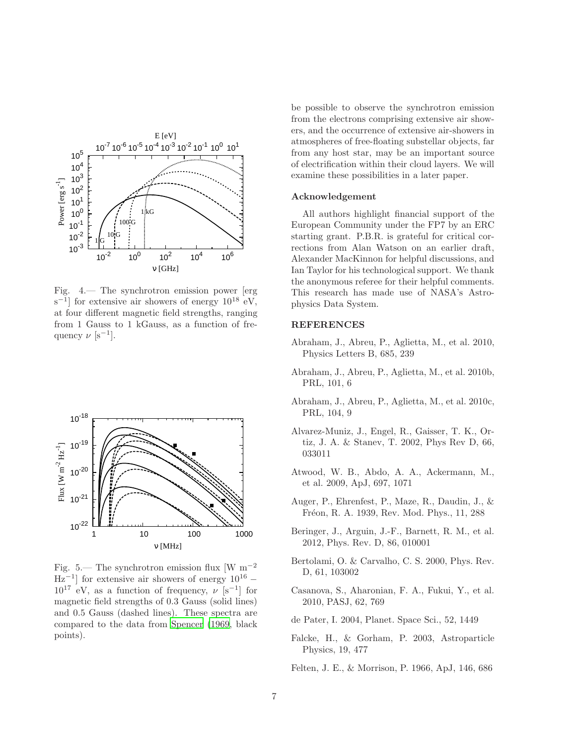Fig. 4.— The synchrotron emission power [erg $s^{-1}$] for extensive air showers of energy $10^{18}$ eV, at four different magnetic field strengths, ranging from 1 Gauss to 1 kGauss, as a function of frequency $\nu$ [$s^{-1}$].

Fig. 5.— The synchrotron emission flux [W $m^{-2}$ $Hz^{-1}$] for extensive air showers of energy $10^{16}$ – $10^{17}$ eV, as a function of frequency, $\nu$ [$s^{-1}$] for magnetic field strengths of 0.3 Gauss (solid lines) and 0.5 Gauss (dashed lines). These spectra are compared to the data from Spencer (1969, black points).

be possible to observe the synchrotron emission from the electrons comprising extensive air showers, and the occurrence of extensive air-showers in atmospheres of free-floating substellar objects, far from any host star, may be an important source of electrification within their cloud layers. We will examine these possibilities in a later paper.

## Acknowledgement

All authors highlight financial support of the European Community under the FP7 by an ERC starting grant. P.B.R. is grateful for critical corrections from Alan Watson on an earlier draft, Alexander MacKinnon for helpful discussions, and Ian Taylor for his technological support. We thank the anonymous referee for their helpful comments. This research has made use of NASA's Astrophysics Data System.

## REFERENCES

Abraham, J., Abreu, P., Aglietta, M., et al. 2010, Physics Letters B, 685, 239

Abraham, J., Abreu, P., Aglietta, M., et al. 2010b, PRL, 101, 6

Abraham, J., Abreu, P., Aglietta, M., et al. 2010c, PRL, 104, 9

Alvarez-Muniz, J., Engel, R., Gaisser, T. K., Ortiz, J. A. & Stanev, T. 2002, Phys Rev D, 66, 033011

Atwood, W. B., Abdo, A. A., Ackermann, M., et al. 2009, ApJ, 697, 1071

Auger, P., Ehrenfest, P., Maze, R., Daudin, J., & Fréon, R. A. 1939, Rev. Mod. Phys., 11, 288

Beringer, J., Arguin, J.-F., Barnett, R. M., et al. 2012, Phys. Rev. D, 86, 010001

Bertolami, O. & Carvalho, C. S. 2000, Phys. Rev. D, 61, 103002

Casanova, S., Aharonian, F. A., Fukui, Y., et al. 2010, PASJ, 62, 769

de Pater, I. 2004, Planet. Space Sci., 52, 1449

Falcke, H., & Gorham, P. 2003, Astroparticle Physics, 19, 477

Felten, J. E., & Morrison, P. 1966, ApJ, 146, 686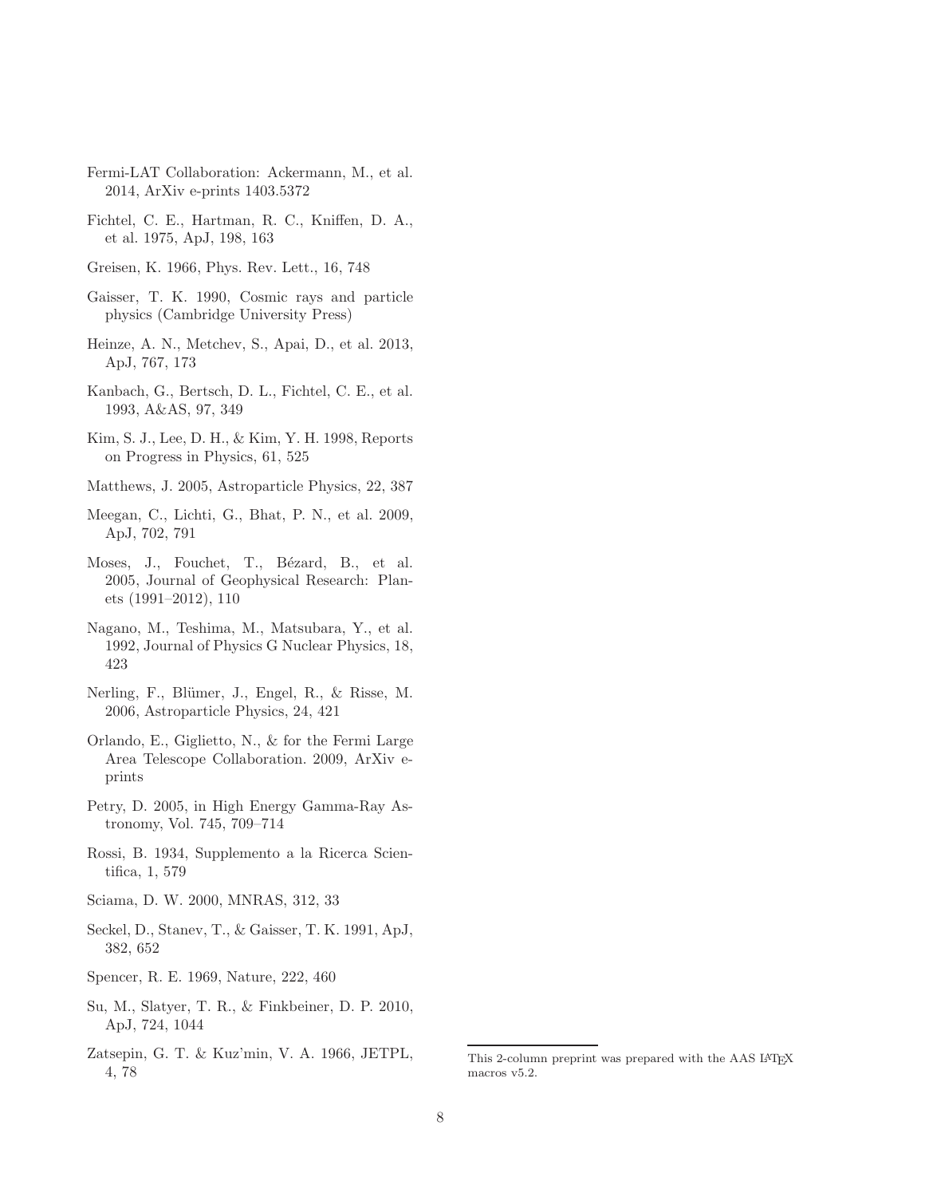Fermi-LAT Collaboration: Ackermann, M., et al. 2014, ArXiv e-prints 1403.5372

Fichtel, C. E., Hartman, R. C., Kniffen, D. A., et al. 1975, ApJ, 198, 163

Greisen, K. 1966, Phys. Rev. Lett., 16, 748

Gaisser, T. K. 1990, Cosmic rays and particle physics (Cambridge University Press)

Heinze, A. N., Metchev, S., Apai, D., et al. 2013, ApJ, 767, 173

Kanbach, G., Bertsch, D. L., Fichtel, C. E., et al. 1993, A&AS, 97, 349

Kim, S. J., Lee, D. H., & Kim, Y. H. 1998, Reports on Progress in Physics, 61, 525

Matthews, J. 2005, Astroparticle Physics, 22, 387

Meegan, C., Lichti, G., Bhat, P. N., et al. 2009, ApJ, 702, 791

Moses, J., Fouchet, T., Bézard, B., et al. 2005, Journal of Geophysical Research: Planets (1991–2012), 110

Nagano, M., Teshima, M., Matsubara, Y., et al. 1992, Journal of Physics G Nuclear Physics, 18, 423

Nerling, F., Blümer, J., Engel, R., & Risse, M. 2006, Astroparticle Physics, 24, 421

Orlando, E., Giglietto, N., & for the Fermi Large Area Telescope Collaboration. 2009, ArXiv e-prints

Petry, D. 2005, in High Energy Gamma-Ray Astronomy, Vol. 745, 709–714

Rossi, B. 1934, Supplemento a la Ricerca Scientifica, 1, 579

Sciama, D. W. 2000, MNRAS, 312, 33

Seckel, D., Stanev, T., & Gaisser, T. K. 1991, ApJ, 382, 652

Spencer, R. E. 1969, Nature, 222, 460

Su, M., Slatyer, T. R., & Finkbeiner, D. P. 2010, ApJ, 724, 1044

Zatsepin, G. T. & Kuz'min, V. A. 1966, JETPL, 4, 78

This 2-column preprint was prepared with the AAS LaTeX macros v5.2.